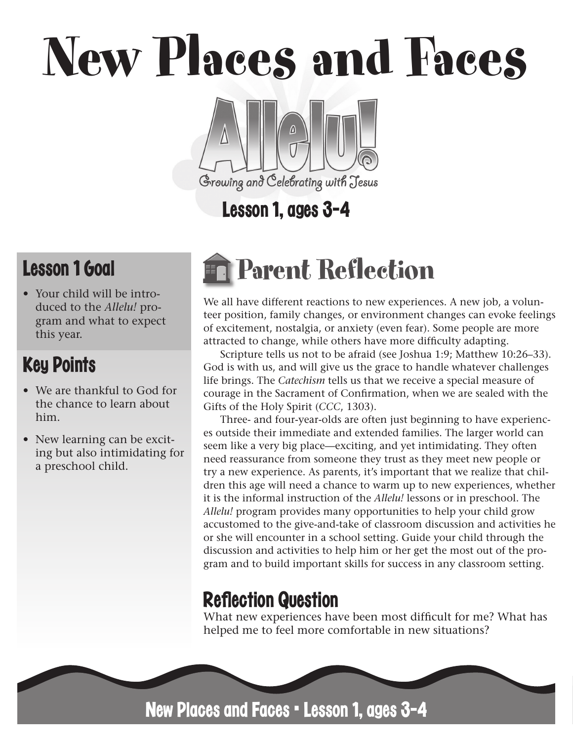# New Places and Faces

Allelu!

Growing and Celebrating with Jesus

Lesson 1, ages 3-4

## Lesson 1 Goal

- Your child will be introduced to the *Allelu!* program and what to expect this year.

## Key Points

- We are thankful to God for the chance to learn about him.
- New learning can be exciting but also intimidating for a preschool child.

## Parent Reflection

We all have different reactions to new experiences. A new job, a volunteer position, family changes, or environment changes can evoke feelings of excitement, nostalgia, or anxiety (even fear). Some people are more attracted to change, while others have more difficulty adapting.

Scripture tells us not to be afraid (see Joshua 1:9; Matthew 10:26–33). God is with us, and will give us the grace to handle whatever challenges life brings. The *Catechism* tells us that we receive a special measure of courage in the Sacrament of Confirmation, when we are sealed with the Gifts of the Holy Spirit (*CCC*, 1303).

Three- and four-year-olds are often just beginning to have experiences outside their immediate and extended families. The larger world can seem like a very big place—exciting, and yet intimidating. They often need reassurance from someone they trust as they meet new people or try a new experience. As parents, it's important that we realize that children this age will need a chance to warm up to new experiences, whether it is the informal instruction of the *Allelu!* lessons or in preschool. The *Allelu!* program provides many opportunities to help your child grow accustomed to the give-and-take of classroom discussion and activities he or she will encounter in a school setting. Guide your child through the discussion and activities to help him or her get the most out of the program and to build important skills for success in any classroom setting.

### Reflection Question

What new experiences have been most difficult for me? What has helped me to feel more comfortable in new situations?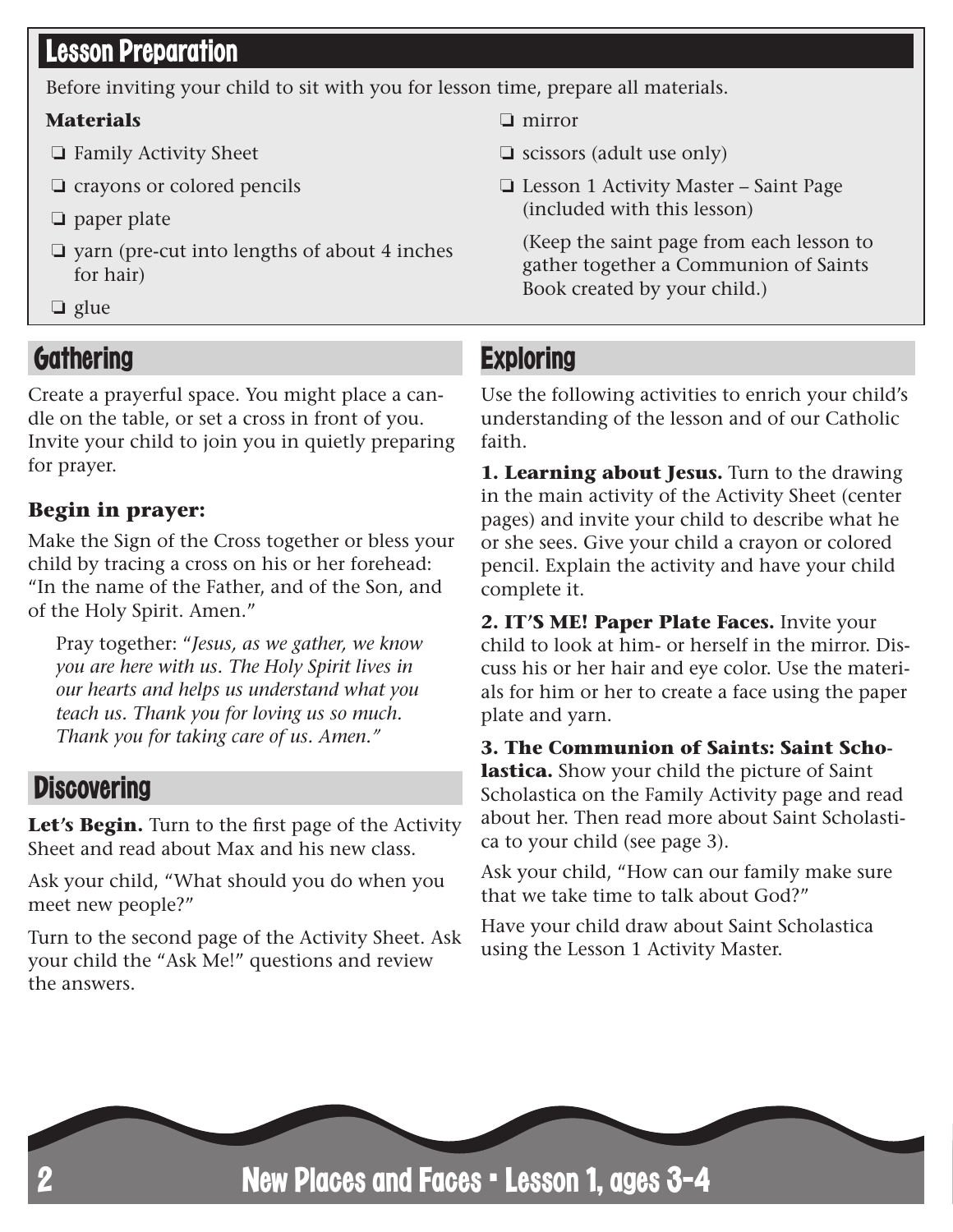## Lesson Preparation

Before inviting your child to sit with you for lesson time, prepare all materials.

**Materials**

- ❏ Family Activity Sheet
- ❏ crayons or colored pencils
- ❏ paper plate
- ❏ yarn (pre-cut into lengths of about 4 inches for hair)
- ❏ glue
- ❏ mirror
- ❏ scissors (adult use only)
- ❏ Lesson 1 Activity Master – Saint Page (included with this lesson)

  (Keep the saint page from each lesson to gather together a Communion of Saints Book created by your child.)

## Gathering

Create a prayerful space. You might place a candle on the table, or set a cross in front of you. Invite your child to join you in quietly preparing for prayer.

### Begin in prayer:

Make the Sign of the Cross together or bless your child by tracing a cross on his or her forehead: "In the name of the Father, and of the Son, and of the Holy Spirit. Amen."

> Pray together: "*Jesus, as we gather, we know you are here with us. The Holy Spirit lives in our hearts and helps us understand what you teach us. Thank you for loving us so much. Thank you for taking care of us. Amen.*"

## Discovering

**Let's Begin.** Turn to the first page of the Activity Sheet and read about Max and his new class.

Ask your child, "What should you do when you meet new people?"

Turn to the second page of the Activity Sheet. Ask your child the "Ask Me!" questions and review the answers.

## Exploring

Use the following activities to enrich your child's understanding of the lesson and of our Catholic faith.

**1. Learning about Jesus.** Turn to the drawing in the main activity of the Activity Sheet (center pages) and invite your child to describe what he or she sees. Give your child a crayon or colored pencil. Explain the activity and have your child complete it.

**2. IT'S ME! Paper Plate Faces.** Invite your child to look at him- or herself in the mirror. Discuss his or her hair and eye color. Use the materials for him or her to create a face using the paper plate and yarn.

**3. The Communion of Saints: Saint Scholastica.** Show your child the picture of Saint Scholastica on the Family Activity page and read about her. Then read more about Saint Scholastica to your child (see page 3).

Ask your child, "How can our family make sure that we take time to talk about God?"

Have your child draw about Saint Scholastica using the Lesson 1 Activity Master.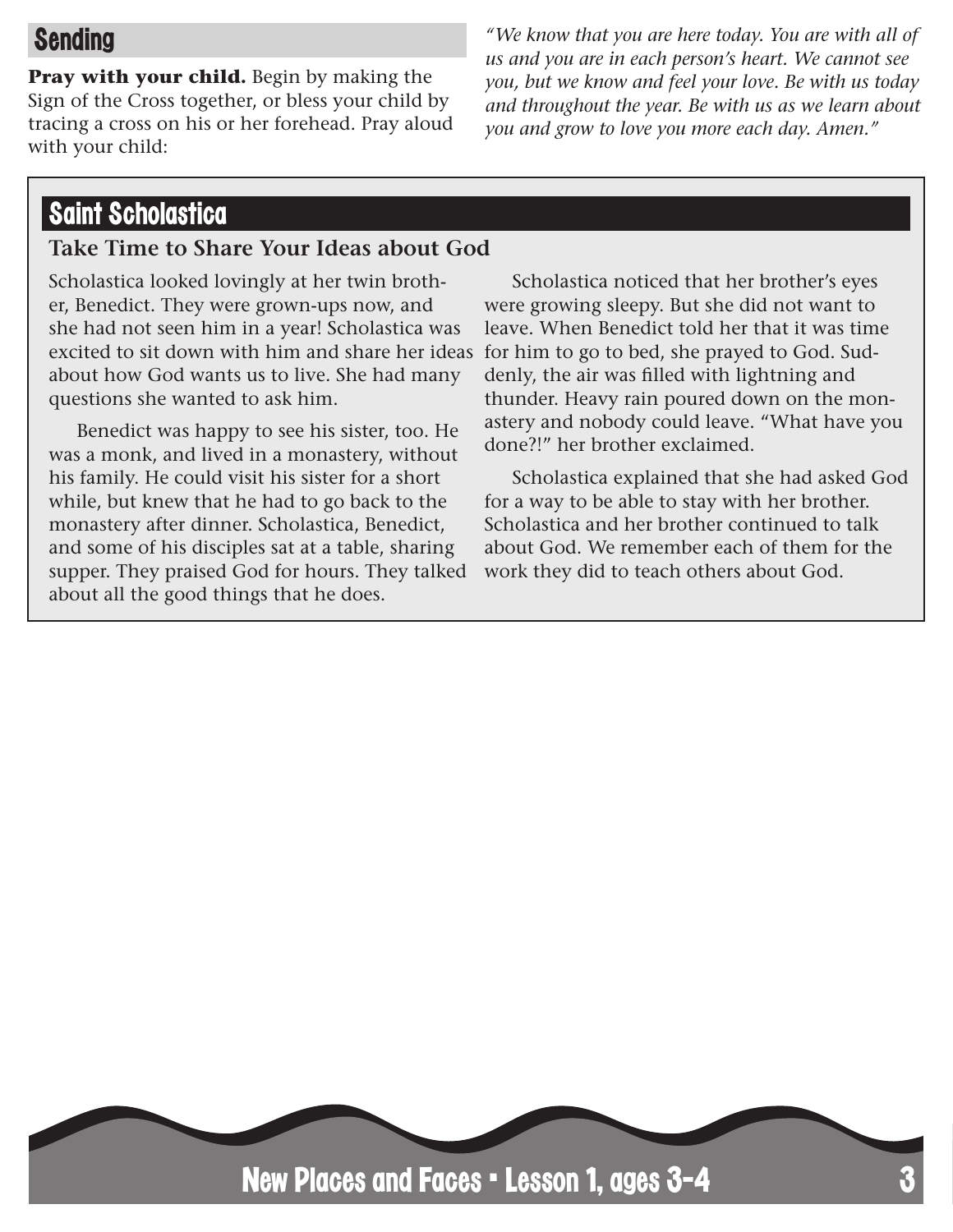## Sending

**Pray with your child.** Begin by making the Sign of the Cross together, or bless your child by tracing a cross on his or her forehead. Pray aloud with your child:

*"We know that you are here today. You are with all of us and you are in each person's heart. We cannot see you, but we know and feel your love. Be with us today and throughout the year. Be with us as we learn about you and grow to love you more each day. Amen."*

## Saint Scholastica

### Take Time to Share Your Ideas about God

Scholastica looked lovingly at her twin brother, Benedict. They were grown-ups now, and she had not seen him in a year! Scholastica was excited to sit down with him and share her ideas about how God wants us to live. She had many questions she wanted to ask him.

Benedict was happy to see his sister, too. He was a monk, and lived in a monastery, without his family. He could visit his sister for a short while, but knew that he had to go back to the monastery after dinner. Scholastica, Benedict, and some of his disciples sat at a table, sharing supper. They praised God for hours. They talked about all the good things that he does.

Scholastica noticed that her brother's eyes were growing sleepy. But she did not want to leave. When Benedict told her that it was time for him to go to bed, she prayed to God. Suddenly, the air was filled with lightning and thunder. Heavy rain poured down on the monastery and nobody could leave. "What have you done?!" her brother exclaimed.

Scholastica explained that she had asked God for a way to be able to stay with her brother. Scholastica and her brother continued to talk about God. We remember each of them for the work they did to teach others about God.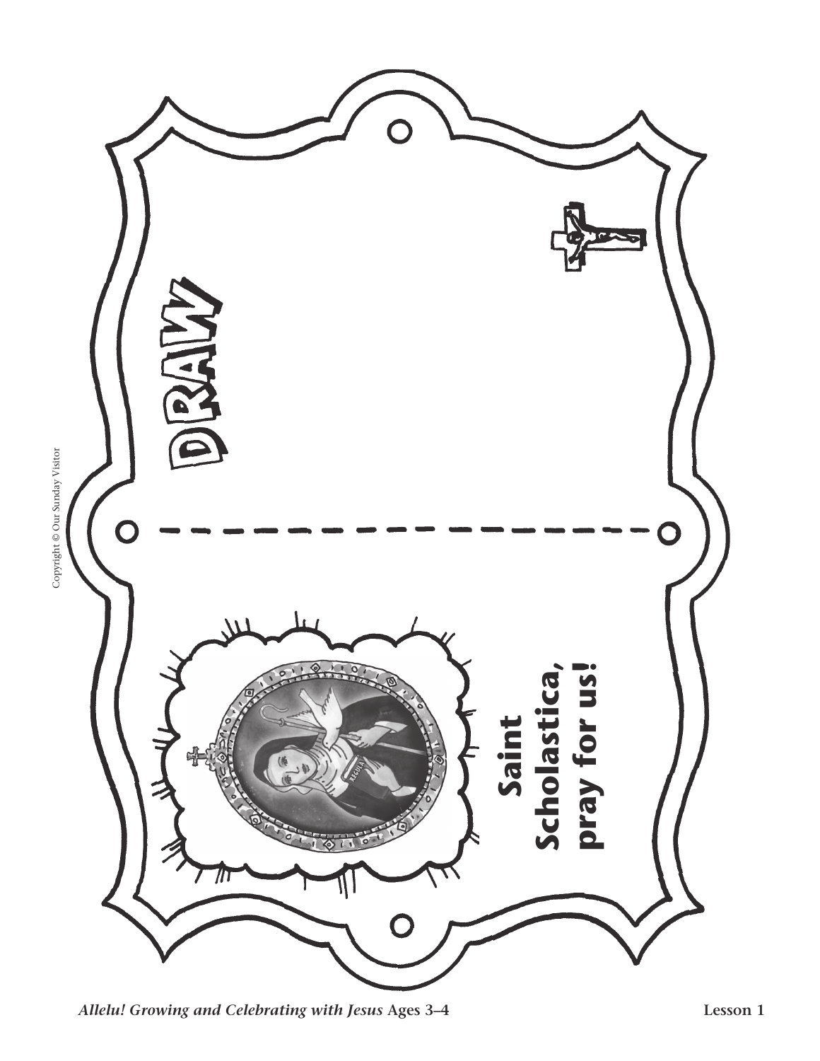Saint Scholastica, pray for us!

DRAW